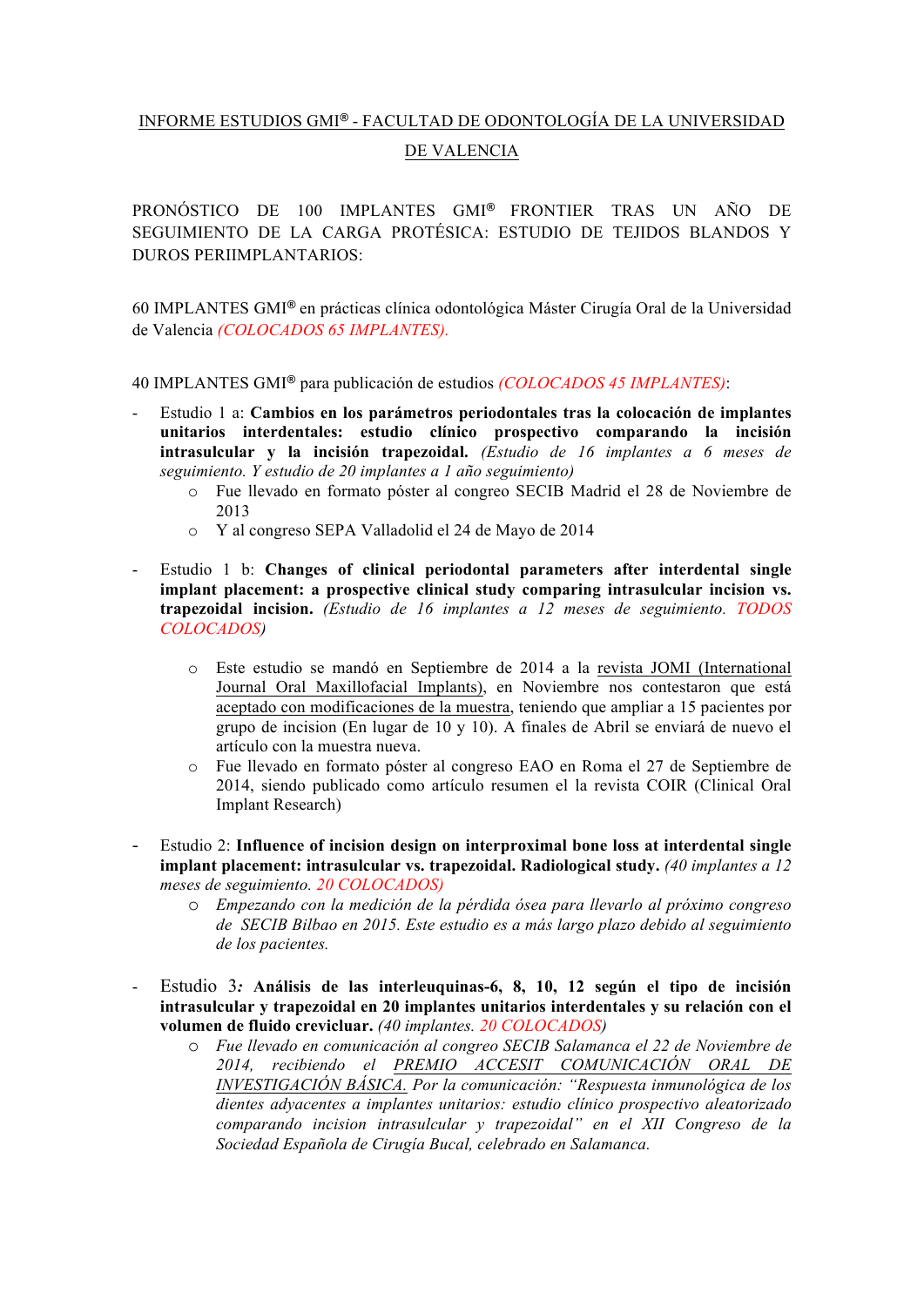<u>INFORME ESTUDIOS GMI® - FACULTAD DE ODONTOLOGÍA DE LA UNIVERSIDAD DE VALENCIA</u>

PRONÓSTICO DE 100 IMPLANTES GMI® FRONTIER TRAS UN AÑO DE SEGUIMIENTO DE LA CARGA PROTÉSICA: ESTUDIO DE TEJIDOS BLANDOS Y DUROS PERIIMPLANTARIOS:

60 IMPLANTES GMI® en prácticas clínica odontológica Máster Cirugía Oral de la Universidad de Valencia *(COLOCADOS 65 IMPLANTES).*

40 IMPLANTES GMI® para publicación de estudios *(COLOCADOS 45 IMPLANTES)*:

- Estudio 1 a: **Cambios en los parámetros periodontales tras la colocación de implantes unitarios interdentales: estudio clínico prospectivo comparando la incisión intrasulcular y la incisión trapezoidal.** *(Estudio de 16 implantes a 6 meses de seguimiento. Y estudio de 20 implantes a 1 año seguimiento)*
  - Fue llevado en formato póster al congreo SECIB Madrid el 28 de Noviembre de 2013
  - Y al congreso SEPA Valladolid el 24 de Mayo de 2014

- Estudio 1 b: **Changes of clinical periodontal parameters after interdental single implant placement: a prospective clinical study comparing intrasulcular incision vs. trapezoidal incision.** *(Estudio de 16 implantes a 12 meses de seguimiento. TODOS COLOCADOS)*
  - Este estudio se mandó en Septiembre de 2014 a la <u>revista JOMI (International Journal Oral Maxillofacial Implants)</u>, en Noviembre nos contestaron que está <u>aceptado con modificaciones de la muestra</u>, teniendo que ampliar a 15 pacientes por grupo de incision (En lugar de 10 y 10). A finales de Abril se enviará de nuevo el artículo con la muestra nueva.
  - Fue llevado en formato póster al congreso EAO en Roma el 27 de Septiembre de 2014, siendo publicado como artículo resumen el la revista COIR (Clinical Oral Implant Research)

- Estudio 2: **Influence of incision design on interproximal bone loss at interdental single implant placement: intrasulcular vs. trapezoidal. Radiological study.** *(40 implantes a 12 meses de seguimiento. 20 COLOCADOS)*
  - *Empezando con la medición de la pérdida ósea para llevarlo al próximo congreso de SECIB Bilbao en 2015. Este estudio es a más largo plazo debido al seguimiento de los pacientes.*

- Estudio 3*:* **Análisis de las interleuquinas-6, 8, 10, 12 según el tipo de incisión intrasulcular y trapezoidal en 20 implantes unitarios interdentales y su relación con el volumen de fluido crevicluar.** *(40 implantes. 20 COLOCADOS)*
  - *Fue llevado en comunicación al congreo SECIB Salamanca el 22 de Noviembre de 2014, recibiendo el <u>PREMIO ACCESIT COMUNICACIÓN ORAL DE INVESTIGACIÓN BÁSICA.</u> Por la comunicación: "Respuesta inmunológica de los dientes adyacentes a implantes unitarios: estudio clínico prospectivo aleatorizado comparando incision intrasulcular y trapezoidal" en el XII Congreso de la Sociedad Española de Cirugía Bucal, celebrado en Salamanca.*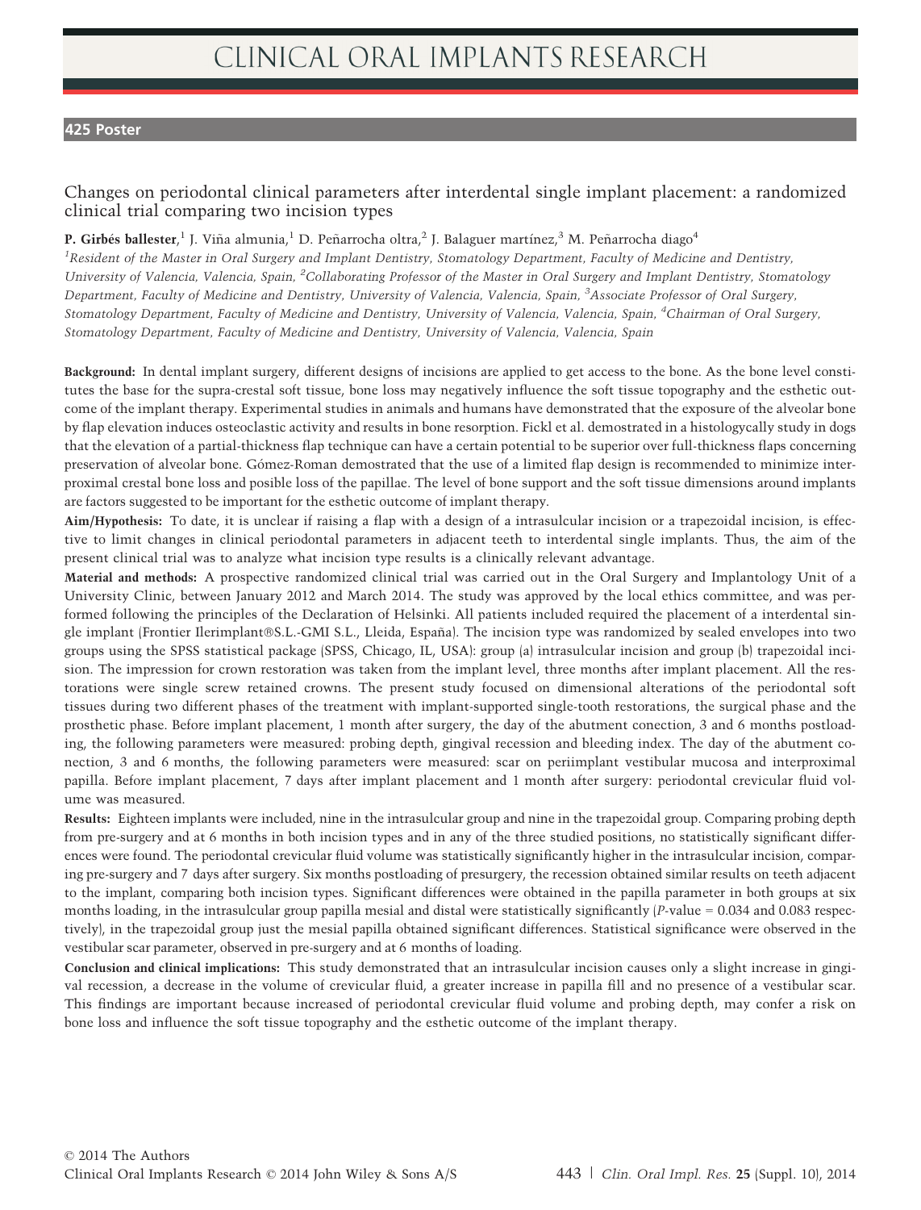**425 Poster**

## Changes on periodontal clinical parameters after interdental single implant placement: a randomized clinical trial comparing two incision types

**P. Girbés ballester**,[1] J. Viña almunia,[1] D. Peñarrocha oltra,[2] J. Balaguer martínez,[3] M. Peñarrocha diago[4]

[1]*Resident of the Master in Oral Surgery and Implant Dentistry, Stomatology Department, Faculty of Medicine and Dentistry, University of Valencia, Valencia, Spain,* [2]*Collaborating Professor of the Master in Oral Surgery and Implant Dentistry, Stomatology Department, Faculty of Medicine and Dentistry, University of Valencia, Valencia, Spain,* [3]*Associate Professor of Oral Surgery, Stomatology Department, Faculty of Medicine and Dentistry, University of Valencia, Valencia, Spain,* [4]*Chairman of Oral Surgery, Stomatology Department, Faculty of Medicine and Dentistry, University of Valencia, Valencia, Spain*

**Background:** In dental implant surgery, different designs of incisions are applied to get access to the bone. As the bone level constitutes the base for the supra-crestal soft tissue, bone loss may negatively influence the soft tissue topography and the esthetic outcome of the implant therapy. Experimental studies in animals and humans have demonstrated that the exposure of the alveolar bone by flap elevation induces osteoclastic activity and results in bone resorption. Fickl et al. demostrated in a histologycally study in dogs that the elevation of a partial-thickness flap technique can have a certain potential to be superior over full-thickness flaps concerning preservation of alveolar bone. Gómez-Roman demostrated that the use of a limited flap design is recommended to minimize interproximal crestal bone loss and posible loss of the papillae. The level of bone support and the soft tissue dimensions around implants are factors suggested to be important for the esthetic outcome of implant therapy.

**Aim/Hypothesis:** To date, it is unclear if raising a flap with a design of a intrasulcular incision or a trapezoidal incision, is effective to limit changes in clinical periodontal parameters in adjacent teeth to interdental single implants. Thus, the aim of the present clinical trial was to analyze what incision type results is a clinically relevant advantage.

**Material and methods:** A prospective randomized clinical trial was carried out in the Oral Surgery and Implantology Unit of a University Clinic, between January 2012 and March 2014. The study was approved by the local ethics committee, and was performed following the principles of the Declaration of Helsinki. All patients included required the placement of a interdental single implant (Frontier Ilerimplant®S.L.-GMI S.L., Lleida, España). The incision type was randomized by sealed envelopes into two groups using the SPSS statistical package (SPSS, Chicago, IL, USA): group (a) intrasulcular incision and group (b) trapezoidal incision. The impression for crown restoration was taken from the implant level, three months after implant placement. All the restorations were single screw retained crowns. The present study focused on dimensional alterations of the periodontal soft tissues during two different phases of the treatment with implant-supported single-tooth restorations, the surgical phase and the prosthetic phase. Before implant placement, 1 month after surgery, the day of the abutment conection, 3 and 6 months postloading, the following parameters were measured: probing depth, gingival recession and bleeding index. The day of the abutment conection, 3 and 6 months, the following parameters were measured: scar on periimplant vestibular mucosa and interproximal papilla. Before implant placement, 7 days after implant placement and 1 month after surgery: periodontal crevicular fluid volume was measured.

**Results:** Eighteen implants were included, nine in the intrasulcular group and nine in the trapezoidal group. Comparing probing depth from pre-surgery and at 6 months in both incision types and in any of the three studied positions, no statistically significant differences were found. The periodontal crevicular fluid volume was statistically significantly higher in the intrasulcular incision, comparing pre-surgery and 7 days after surgery. Six months postloading of presurgery, the recession obtained similar results on teeth adjacent to the implant, comparing both incision types. Significant differences were obtained in the papilla parameter in both groups at six months loading, in the intrasulcular group papilla mesial and distal were statistically significantly (*P*-value = 0.034 and 0.083 respectively), in the trapezoidal group just the mesial papilla obtained significant differences. Statistical significance were observed in the vestibular scar parameter, observed in pre-surgery and at 6 months of loading.

**Conclusion and clinical implications:** This study demonstrated that an intrasulcular incision causes only a slight increase in gingival recession, a decrease in the volume of crevicular fluid, a greater increase in papilla fill and no presence of a vestibular scar. This findings are important because increased of periodontal crevicular fluid volume and probing depth, may confer a risk on bone loss and influence the soft tissue topography and the esthetic outcome of the implant therapy.